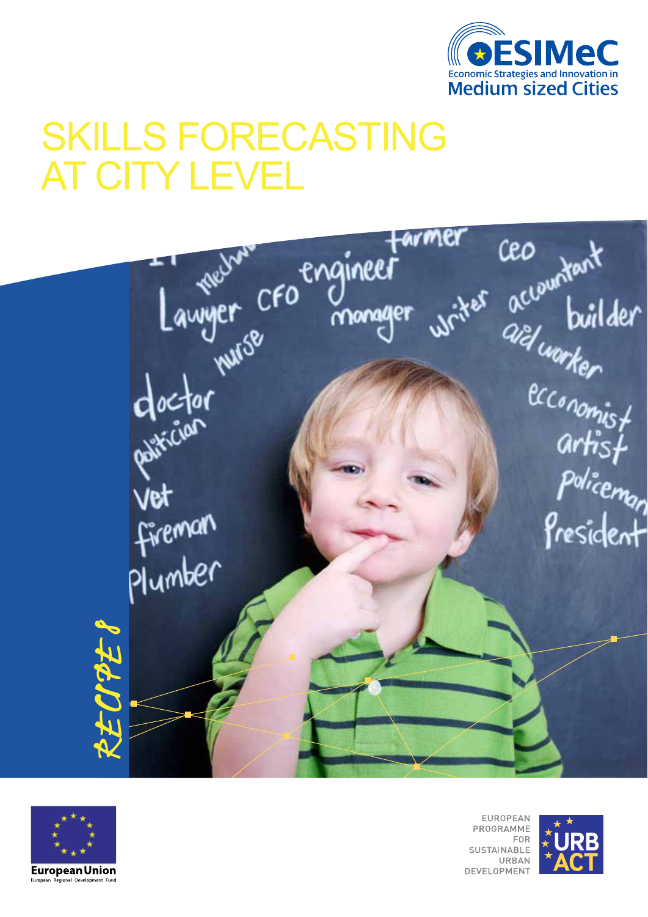ESIMeC

Economic Strategies and Innovation in Medium sized Cities

# SKILLS FORECASTING AT CITY LEVEL

RECIPE 8

European Union

European Regional Development Fund

EUROPEAN PROGRAMME FOR SUSTAINABLE URBAN DEVELOPMENT

URBACT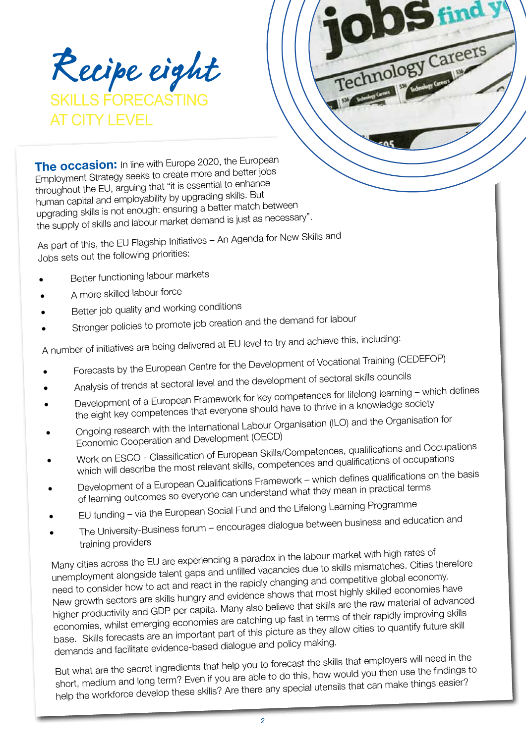# Recipe eight

## SKILLS FORECASTING AT CITY LEVEL

**The occasion:** In line with Europe 2020, the European Employment Strategy seeks to create more and better jobs throughout the EU, arguing that "it is essential to enhance human capital and employability by upgrading skills. But upgrading skills is not enough: ensuring a better match between the supply of skills and labour market demand is just as necessary".

As part of this, the EU Flagship Initiatives – An Agenda for New Skills and Jobs sets out the following priorities:

- Better functioning labour markets
- A more skilled labour force
- Better job quality and working conditions
- Stronger policies to promote job creation and the demand for labour

A number of initiatives are being delivered at EU level to try and achieve this, including:

- Forecasts by the European Centre for the Development of Vocational Training (CEDEFOP)
- Analysis of trends at sectoral level and the development of sectoral skills councils
- Development of a European Framework for key competences for lifelong learning – which defines the eight key competences that everyone should have to thrive in a knowledge society
- Ongoing research with the International Labour Organisation (ILO) and the Organisation for Economic Cooperation and Development (OECD)
- Work on ESCO - Classification of European Skills/Competences, qualifications and Occupations which will describe the most relevant skills, competences and qualifications of occupations
- Development of a European Qualifications Framework – which defines qualifications on the basis of learning outcomes so everyone can understand what they mean in practical terms
- EU funding – via the European Social Fund and the Lifelong Learning Programme
- The University-Business forum – encourages dialogue between business and education and training providers

Many cities across the EU are experiencing a paradox in the labour market with high rates of unemployment alongside talent gaps and unfilled vacancies due to skills mismatches. Cities therefore need to consider how to act and react in the rapidly changing and competitive global economy. New growth sectors are skills hungry and evidence shows that most highly skilled economies have higher productivity and GDP per capita. Many also believe that skills are the raw material of advanced economies, whilst emerging economies are catching up fast in terms of their rapidly improving skills base. Skills forecasts are an important part of this picture as they allow cities to quantify future skill demands and facilitate evidence-based dialogue and policy making.

But what are the secret ingredients that help you to forecast the skills that employers will need in the short, medium and long term? Even if you are able to do this, how would you then use the findings to help the workforce develop these skills? Are there any special utensils that can make things easier?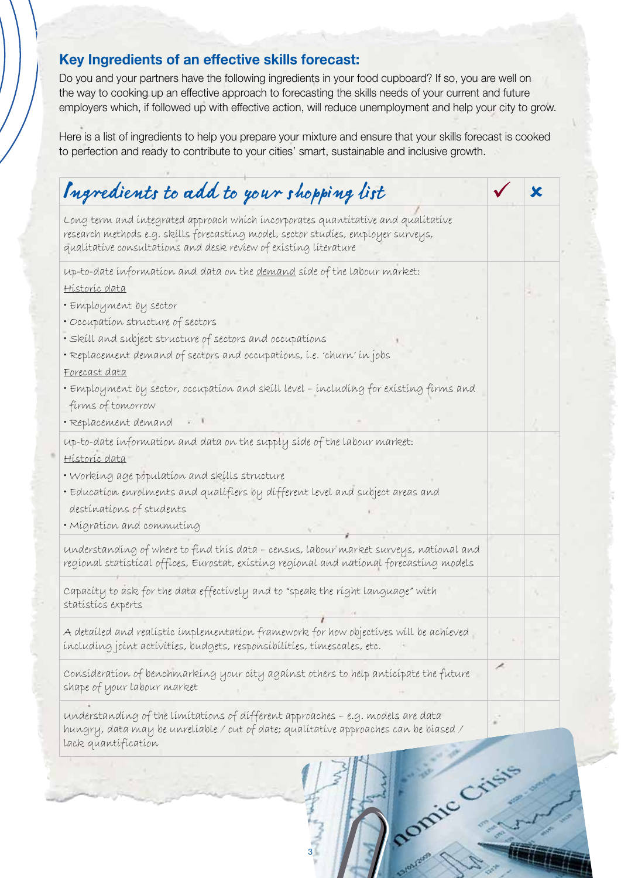## Key Ingredients of an effective skills forecast:

Do you and your partners have the following ingredients in your food cupboard? If so, you are well on the way to cooking up an effective approach to forecasting the skills needs of your current and future employers which, if followed up with effective action, will reduce unemployment and help your city to grow.

Here is a list of ingredients to help you prepare your mixture and ensure that your skills forecast is cooked to perfection and ready to contribute to your cities' smart, sustainable and inclusive growth.

| *Ingredients to add to your shopping list* | ✓ | ✗ |
|---|---|---|
| Long term and integrated approach which incorporates quantitative and qualitative research methods e.g. skills forecasting model, sector studies, employer surveys, qualitative consultations and desk review of existing literature | | |
| Up-to-date information and data on the demand side of the labour market:<br>Historic data<br>• Employment by sector<br>• Occupation structure of sectors<br>• Skill and subject structure of sectors and occupations<br>• Replacement demand of sectors and occupations, i.e. 'churn' in jobs<br>Forecast data<br>• Employment by sector, occupation and skill level – including for existing firms and firms of tomorrow<br>• Replacement demand | | |
| Up-to-date information and data on the supply side of the labour market:<br>Historic data<br>• Working age population and skills structure<br>• Education enrolments and qualifiers by different level and subject areas and destinations of students<br>• Migration and commuting | | |
| Understanding of where to find this data – census, labour market surveys, national and regional statistical offices, Eurostat, existing regional and national forecasting models | | |
| Capacity to ask for the data effectively and to "speak the right language" with statistics experts | | |
| A detailed and realistic implementation framework for how objectives will be achieved including joint activities, budgets, responsibilities, timescales, etc. | | |
| Consideration of benchmarking your city against others to help anticipate the future shape of your labour market | | |
| Understanding of the limitations of different approaches – e.g. models are data hungry, data may be unreliable / out of date; qualitative approaches can be biased / lack quantification | | |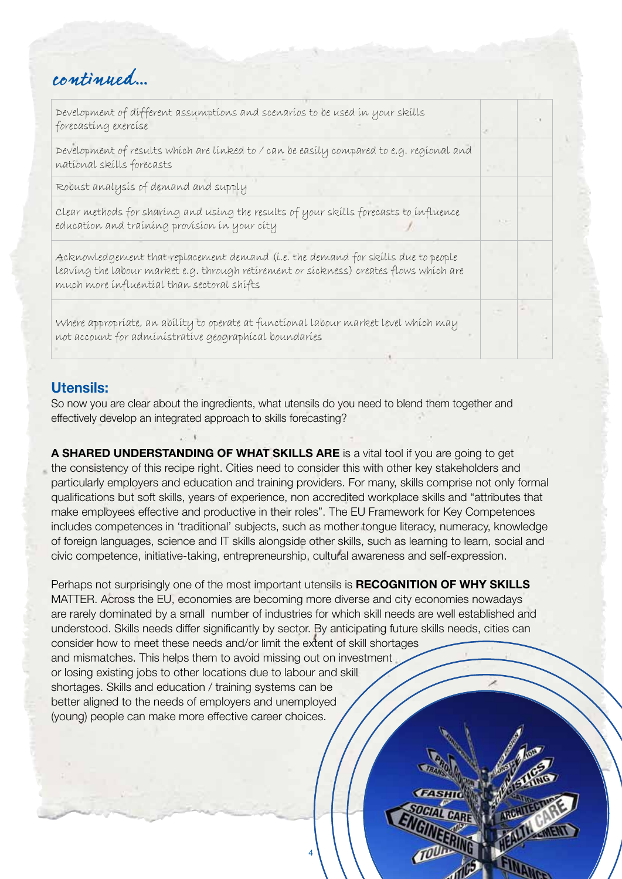*continued...*

| | | |
|---|---|---|
| Development of different assumptions and scenarios to be used in your skills forecasting exercise | | |
| Development of results which are linked to / can be easily compared to e.g. regional and national skills forecasts | | |
| Robust analysis of demand and supply | | |
| Clear methods for sharing and using the results of your skills forecasts to influence education and training provision in your city | | |
| Acknowledgement that replacement demand (i.e. the demand for skills due to people leaving the labour market e.g. through retirement or sickness) creates flows which are much more influential than sectoral shifts | | |
| Where appropriate, an ability to operate at functional labour market level which may not account for administrative geographical boundaries | | |

## Utensils:

So now you are clear about the ingredients, what utensils do you need to blend them together and effectively develop an integrated approach to skills forecasting?

**A SHARED UNDERSTANDING OF WHAT SKILLS ARE** is a vital tool if you are going to get the consistency of this recipe right. Cities need to consider this with other key stakeholders and particularly employers and education and training providers. For many, skills comprise not only formal qualifications but soft skills, years of experience, non accredited workplace skills and "attributes that make employees effective and productive in their roles". The EU Framework for Key Competences includes competences in 'traditional' subjects, such as mother tongue literacy, numeracy, knowledge of foreign languages, science and IT skills alongside other skills, such as learning to learn, social and civic competence, initiative-taking, entrepreneurship, cultural awareness and self-expression.

Perhaps not surprisingly one of the most important utensils is **RECOGNITION OF WHY SKILLS** MATTER. Across the EU, economies are becoming more diverse and city economies nowadays are rarely dominated by a small number of industries for which skill needs are well established and understood. Skills needs differ significantly by sector. By anticipating future skills needs, cities can consider how to meet these needs and/or limit the extent of skill shortages and mismatches. This helps them to avoid missing out on investment or losing existing jobs to other locations due to labour and skill shortages. Skills and education / training systems can be better aligned to the needs of employers and unemployed (young) people can make more effective career choices.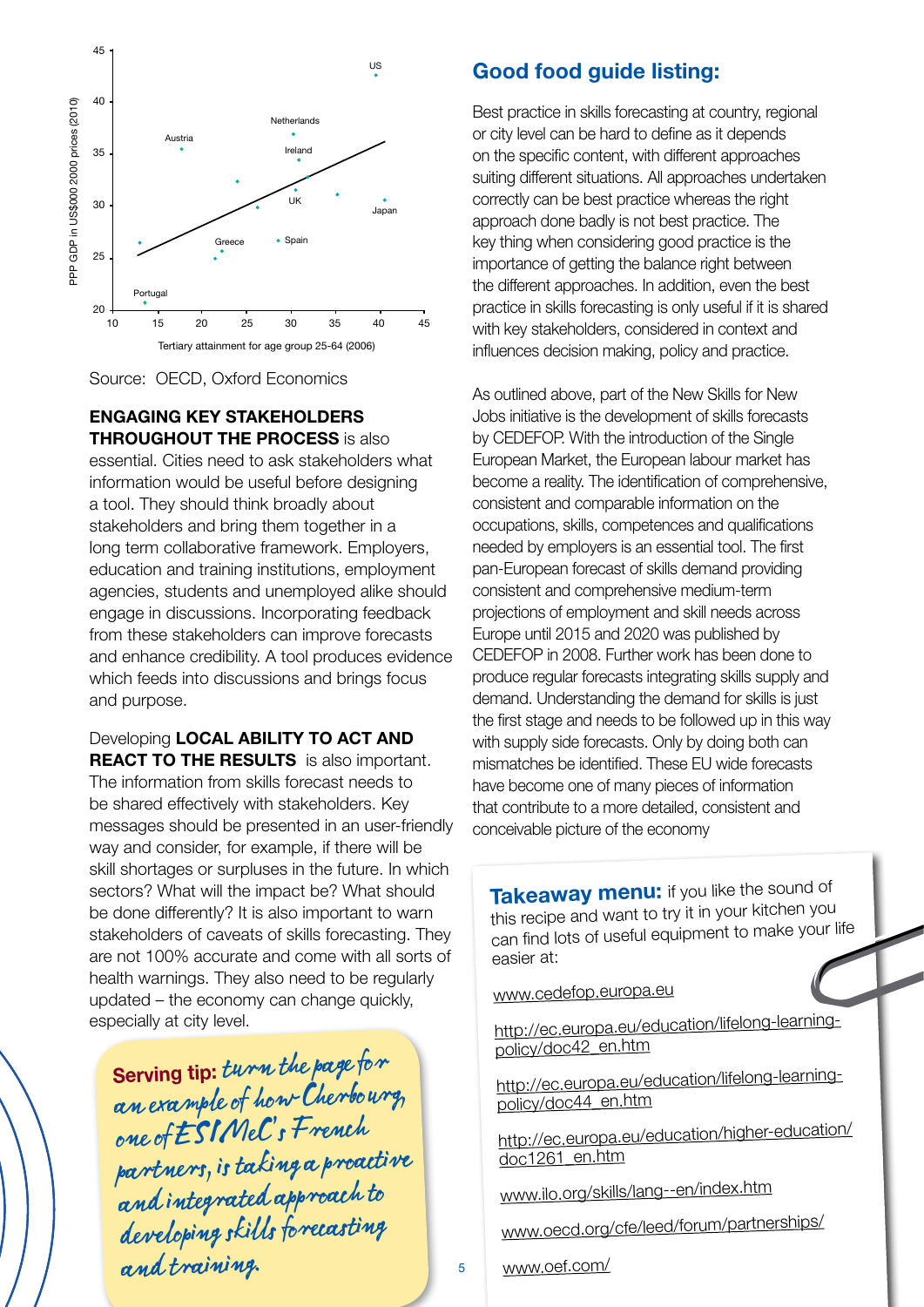Source: OECD, Oxford Economics

**ENGAGING KEY STAKEHOLDERS THROUGHOUT THE PROCESS** is also essential. Cities need to ask stakeholders what information would be useful before designing a tool. They should think broadly about stakeholders and bring them together in a long term collaborative framework. Employers, education and training institutions, employment agencies, students and unemployed alike should engage in discussions. Incorporating feedback from these stakeholders can improve forecasts and enhance credibility. A tool produces evidence which feeds into discussions and brings focus and purpose.

Developing **LOCAL ABILITY TO ACT AND REACT TO THE RESULTS** is also important. The information from skills forecast needs to be shared effectively with stakeholders. Key messages should be presented in an user-friendly way and consider, for example, if there will be skill shortages or surpluses in the future. In which sectors? What will the impact be? What should be done differently? It is also important to warn stakeholders of caveats of skills forecasting. They are not 100% accurate and come with all sorts of health warnings. They also need to be regularly updated – the economy can change quickly, especially at city level.

**Serving tip:** *turn the page for an example of how Cherbourg, one of ESIMeC's French partners, is taking a proactive and integrated approach to developing skills forecasting and training.*

## Good food guide listing:

Best practice in skills forecasting at country, regional or city level can be hard to define as it depends on the specific content, with different approaches suiting different situations. All approaches undertaken correctly can be best practice whereas the right approach done badly is not best practice. The key thing when considering good practice is the importance of getting the balance right between the different approaches. In addition, even the best practice in skills forecasting is only useful if it is shared with key stakeholders, considered in context and influences decision making, policy and practice.

As outlined above, part of the New Skills for New Jobs initiative is the development of skills forecasts by CEDEFOP. With the introduction of the Single European Market, the European labour market has become a reality. The identification of comprehensive, consistent and comparable information on the occupations, skills, competences and qualifications needed by employers is an essential tool. The first pan-European forecast of skills demand providing consistent and comprehensive medium-term projections of employment and skill needs across Europe until 2015 and 2020 was published by CEDEFOP in 2008. Further work has been done to produce regular forecasts integrating skills supply and demand. Understanding the demand for skills is just the first stage and needs to be followed up in this way with supply side forecasts. Only by doing both can mismatches be identified. These EU wide forecasts have become one of many pieces of information that contribute to a more detailed, consistent and conceivable picture of the economy

**Takeaway menu:** if you like the sound of this recipe and want to try it in your kitchen you can find lots of useful equipment to make your life easier at:

www.cedefop.europa.eu

http://ec.europa.eu/education/lifelong-learning-policy/doc42_en.htm

http://ec.europa.eu/education/lifelong-learning-policy/doc44_en.htm

http://ec.europa.eu/education/higher-education/doc1261_en.htm

www.ilo.org/skills/lang--en/index.htm

www.oecd.org/cfe/leed/forum/partnerships/

www.oef.com/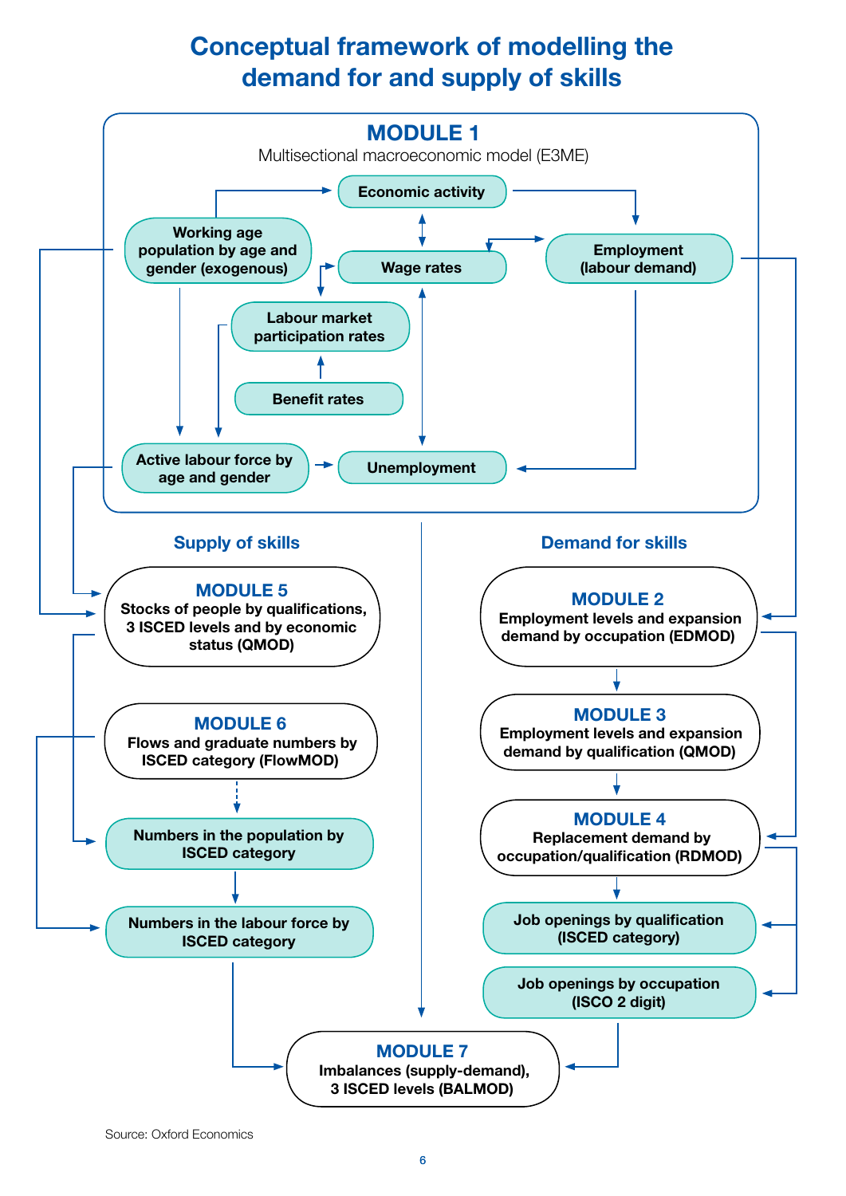# Conceptual framework of modelling the demand for and supply of skills

## MODULE 1

Multisectional macroeconomic model (E3ME)

- Economic activity
- Working age population by age and gender (exogenous)
- Wage rates
- Employment (labour demand)
- Labour market participation rates
- Benefit rates
- Active labour force by age and gender
- Unemployment

### Supply of skills

**MODULE 5**
Stocks of people by qualifications, 3 ISCED levels and by economic status (QMOD)

**MODULE 6**
Flows and graduate numbers by ISCED category (FlowMOD)

Numbers in the population by ISCED category

Numbers in the labour force by ISCED category

### Demand for skills

**MODULE 2**
Employment levels and expansion demand by occupation (EDMOD)

**MODULE 3**
Employment levels and expansion demand by qualification (QMOD)

**MODULE 4**
Replacement demand by occupation/qualification (RDMOD)

Job openings by qualification (ISCED category)

Job openings by occupation (ISCO 2 digit)

**MODULE 7**
Imbalances (supply-demand), 3 ISCED levels (BALMOD)

Source: Oxford Economics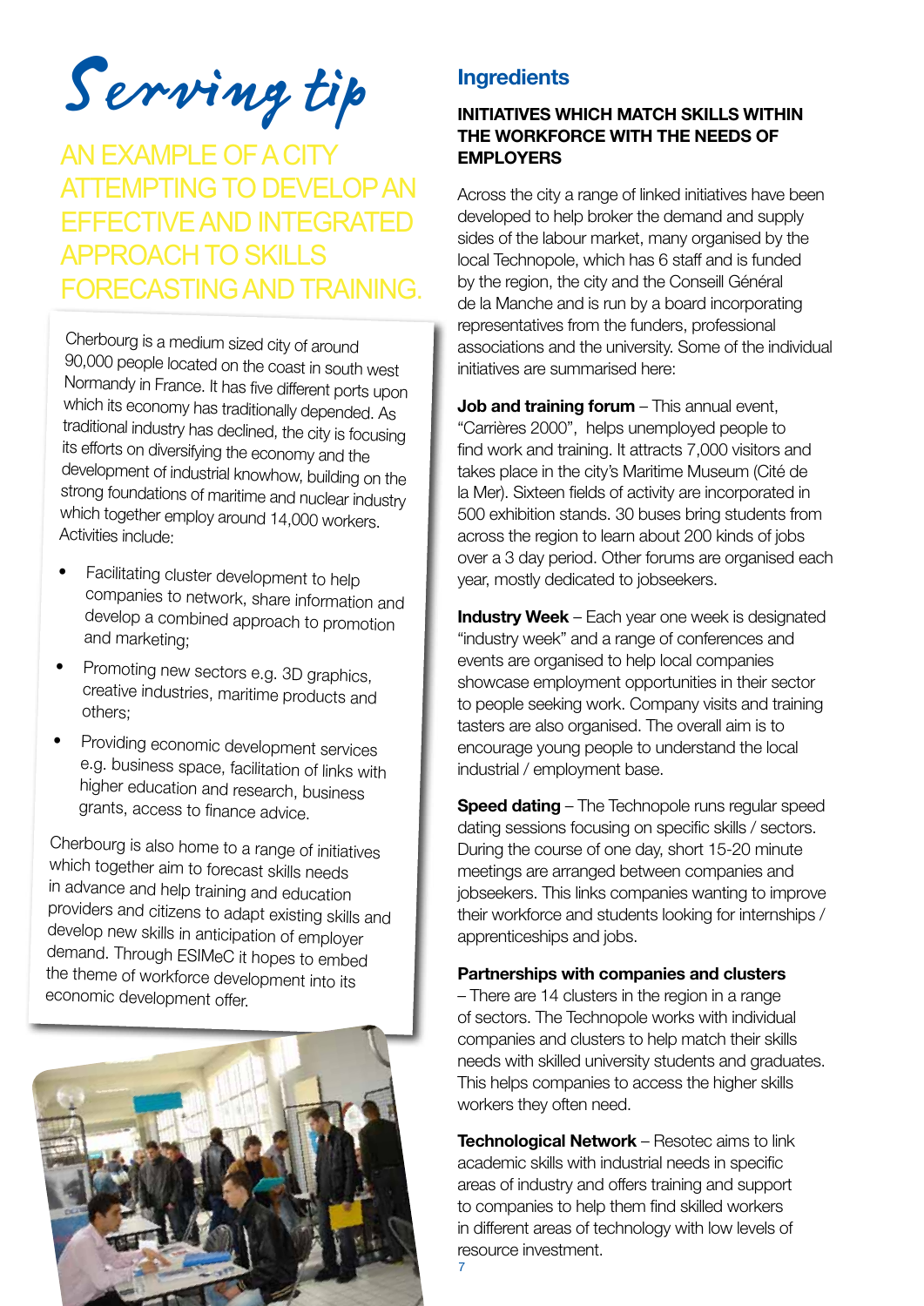# Serving tip

## AN EXAMPLE OF A CITY ATTEMPTING TO DEVELOP AN EFFECTIVE AND INTEGRATED APPROACH TO SKILLS FORECASTING AND TRAINING.

Cherbourg is a medium sized city of around 90,000 people located on the coast in south west Normandy in France. It has five different ports upon which its economy has traditionally depended. As traditional industry has declined, the city is focusing its efforts on diversifying the economy and the development of industrial knowhow, building on the strong foundations of maritime and nuclear industry which together employ around 14,000 workers. Activities include:

- Facilitating cluster development to help companies to network, share information and develop a combined approach to promotion and marketing;
- Promoting new sectors e.g. 3D graphics, creative industries, maritime products and others;
- Providing economic development services e.g. business space, facilitation of links with higher education and research, business grants, access to finance advice.

Cherbourg is also home to a range of initiatives which together aim to forecast skills needs in advance and help training and education providers and citizens to adapt existing skills and develop new skills in anticipation of employer demand. Through ESIMeC it hopes to embed the theme of workforce development into its economic development offer.

## Ingredients

### INITIATIVES WHICH MATCH SKILLS WITHIN THE WORKFORCE WITH THE NEEDS OF EMPLOYERS

Across the city a range of linked initiatives have been developed to help broker the demand and supply sides of the labour market, many organised by the local Technopole, which has 6 staff and is funded by the region, the city and the Conseill Général de la Manche and is run by a board incorporating representatives from the funders, professional associations and the university. Some of the individual initiatives are summarised here:

**Job and training forum** – This annual event, "Carrières 2000", helps unemployed people to find work and training. It attracts 7,000 visitors and takes place in the city's Maritime Museum (Cité de la Mer). Sixteen fields of activity are incorporated in 500 exhibition stands. 30 buses bring students from across the region to learn about 200 kinds of jobs over a 3 day period. Other forums are organised each year, mostly dedicated to jobseekers.

**Industry Week** – Each year one week is designated "industry week" and a range of conferences and events are organised to help local companies showcase employment opportunities in their sector to people seeking work. Company visits and training tasters are also organised. The overall aim is to encourage young people to understand the local industrial / employment base.

**Speed dating** – The Technopole runs regular speed dating sessions focusing on specific skills / sectors. During the course of one day, short 15-20 minute meetings are arranged between companies and jobseekers. This links companies wanting to improve their workforce and students looking for internships / apprenticeships and jobs.

**Partnerships with companies and clusters** – There are 14 clusters in the region in a range of sectors. The Technopole works with individual companies and clusters to help match their skills needs with skilled university students and graduates. This helps companies to access the higher skills workers they often need.

**Technological Network** – Resotec aims to link academic skills with industrial needs in specific areas of industry and offers training and support to companies to help them find skilled workers in different areas of technology with low levels of resource investment.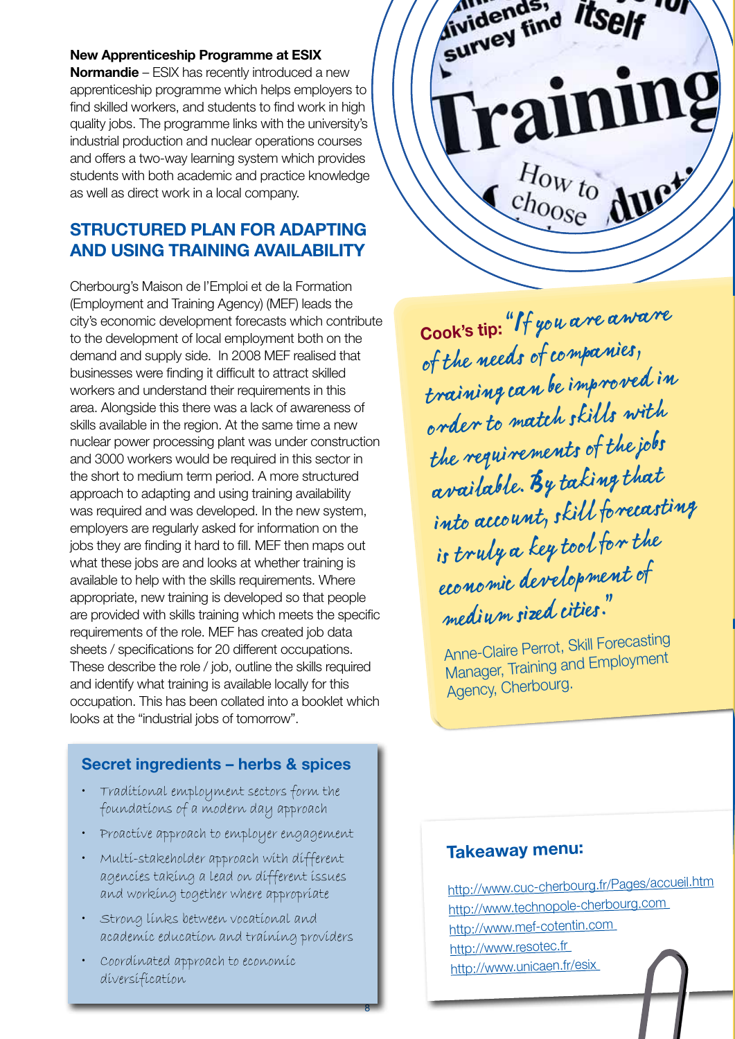**New Apprenticeship Programme at ESIX Normandie** – ESIX has recently introduced a new apprenticeship programme which helps employers to find skilled workers, and students to find work in high quality jobs. The programme links with the university's industrial production and nuclear operations courses and offers a two-way learning system which provides students with both academic and practice knowledge as well as direct work in a local company.

## STRUCTURED PLAN FOR ADAPTING AND USING TRAINING AVAILABILITY

Cherbourg's Maison de l'Emploi et de la Formation (Employment and Training Agency) (MEF) leads the city's economic development forecasts which contribute to the development of local employment both on the demand and supply side. In 2008 MEF realised that businesses were finding it difficult to attract skilled workers and understand their requirements in this area. Alongside this there was a lack of awareness of skills available in the region. At the same time a new nuclear power processing plant was under construction and 3000 workers would be required in this sector in the short to medium term period. A more structured approach to adapting and using training availability was required and was developed. In the new system, employers are regularly asked for information on the jobs they are finding it hard to fill. MEF then maps out what these jobs are and looks at whether training is available to help with the skills requirements. Where appropriate, new training is developed so that people are provided with skills training which meets the specific requirements of the role. MEF has created job data sheets / specifications for 20 different occupations. These describe the role / job, outline the skills required and identify what training is available locally for this occupation. This has been collated into a booklet which looks at the "industrial jobs of tomorrow".

### Secret ingredients – herbs & spices

- Traditional employment sectors form the foundations of a modern day approach
- Proactive approach to employer engagement
- Multi-stakeholder approach with different agencies taking a lead on different issues and working together where appropriate
- Strong links between vocational and academic education and training providers
- Coordinated approach to economic diversification

**Cook's tip:** "If you are aware of the needs of companies, training can be improved in order to match skills with the requirements of the jobs available. By taking that into account, skill forecasting is truly a key tool for the economic development of medium sized cities."

Anne-Claire Perrot, Skill Forecasting Manager, Training and Employment Agency, Cherbourg.

### Takeaway menu:

http://www.cuc-cherbourg.fr/Pages/accueil.htm
http://www.technopole-cherbourg.com
http://www.mef-cotentin.com
http://www.resotec.fr
http://www.unicaen.fr/esix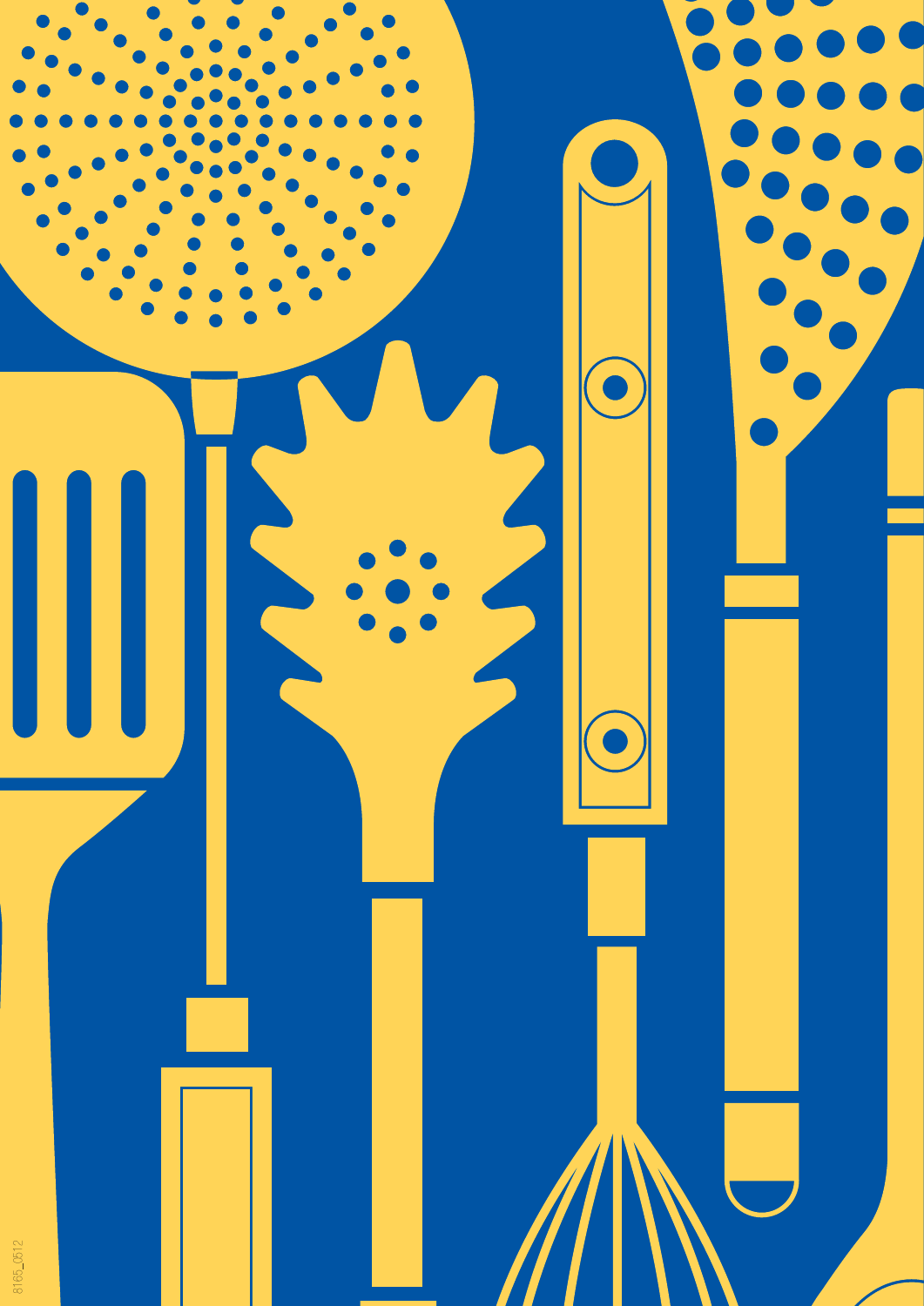8165_0512